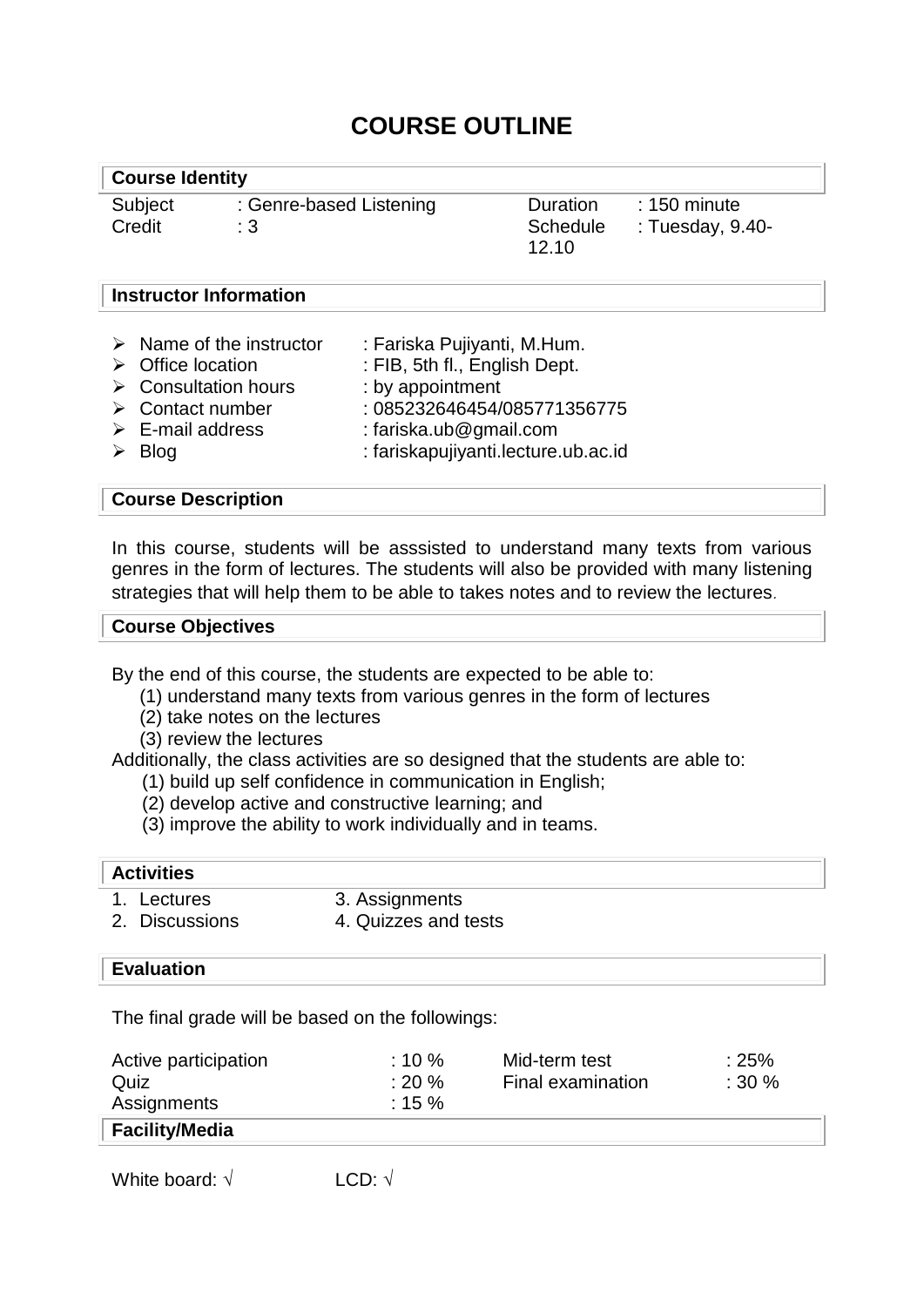# COURSE OUTLINE

## Course Identity

| | | | |
|---|---|---|---|
| Subject | : Genre-based Listening | Duration | : 150 minute |
| Credit | : 3 | Schedule | : Tuesday, 9.40-12.10 |

## Instructor Information

- Name of the instructor : Fariska Pujiyanti, M.Hum.
- Office location : FIB, 5th fl., English Dept.
- Consultation hours : by appointment
- Contact number : 085232646454/085771356775
- E-mail address : fariska.ub@gmail.com
- Blog : fariskapujiyanti.lecture.ub.ac.id

## Course Description

In this course, students will be asssisted to understand many texts from various genres in the form of lectures. The students will also be provided with many listening strategies that will help them to be able to takes notes and to review the lectures.

## Course Objectives

By the end of this course, the students are expected to be able to:

(1) understand many texts from various genres in the form of lectures
(2) take notes on the lectures
(3) review the lectures

Additionally, the class activities are so designed that the students are able to:

(1) build up self confidence in communication in English;
(2) develop active and constructive learning; and
(3) improve the ability to work individually and in teams.

## Activities

1. Lectures
2. Discussions
3. Assignments
4. Quizzes and tests

## Evaluation

The final grade will be based on the followings:

| | | | |
|---|---|---|---|
| Active participation | : 10 % | Mid-term test | : 25% |
| Quiz | : 20 % | Final examination | : 30 % |
| Assignments | : 15 % | | |

## Facility/Media

White board: √ LCD: √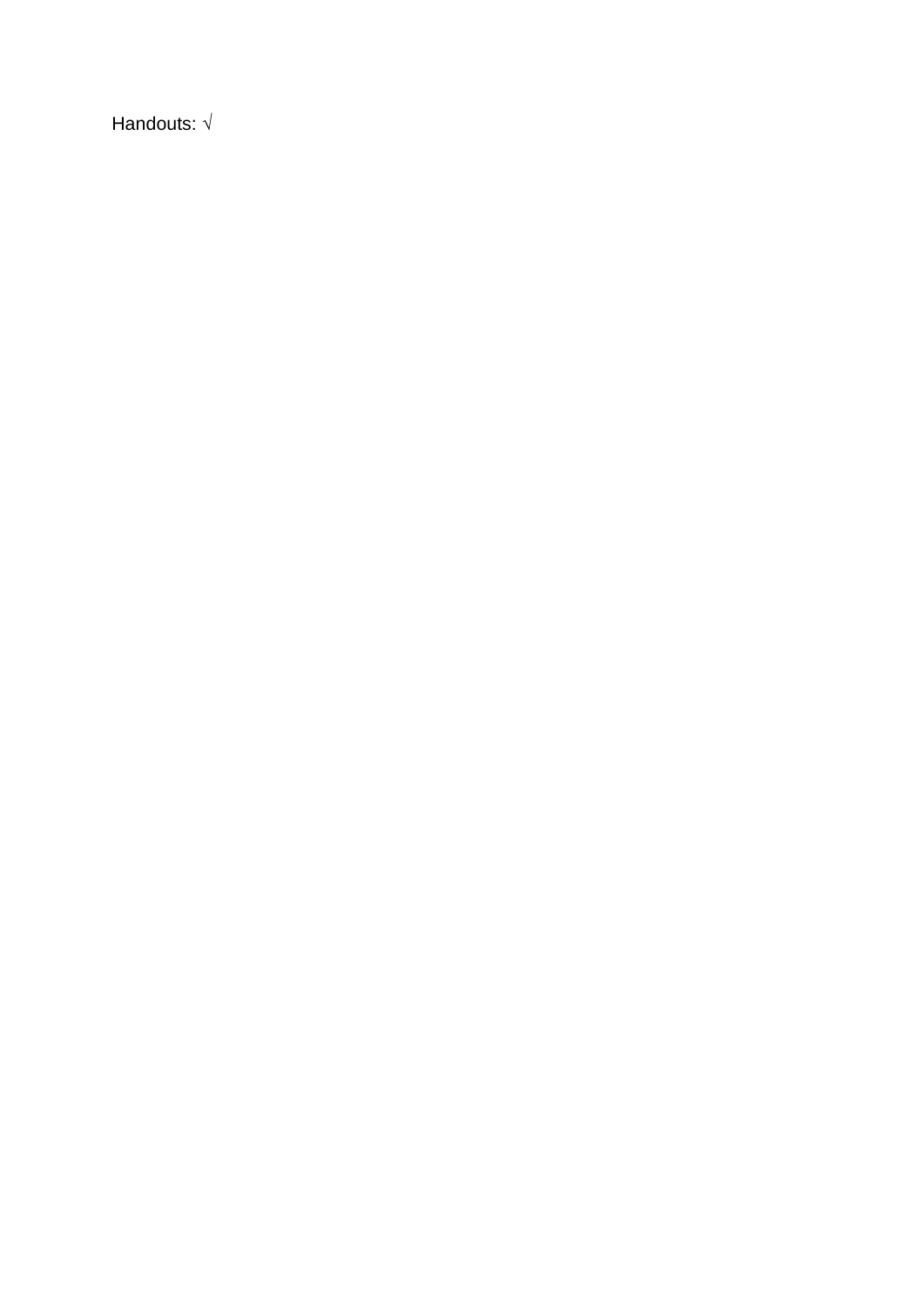Handouts: √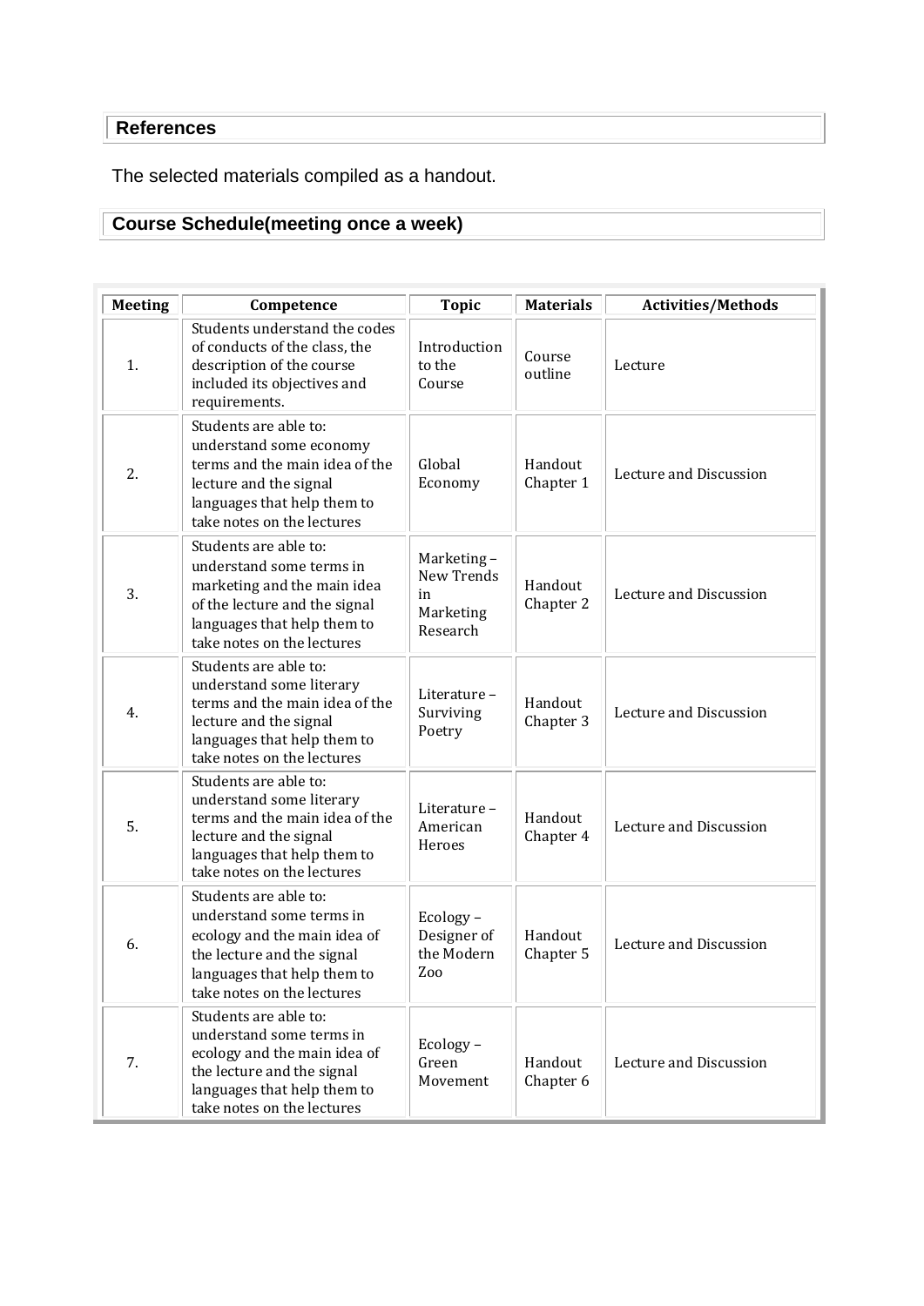## References

The selected materials compiled as a handout.

## Course Schedule(meeting once a week)

| Meeting | Competence | Topic | Materials | Activities/Methods |
|---|---|---|---|---|
| 1. | Students understand the codes of conducts of the class, the description of the course included its objectives and requirements. | Introduction to the Course | Course outline | Lecture |
| 2. | Students are able to: understand some economy terms and the main idea of the lecture and the signal languages that help them to take notes on the lectures | Global Economy | Handout Chapter 1 | Lecture and Discussion |
| 3. | Students are able to: understand some terms in marketing and the main idea of the lecture and the signal languages that help them to take notes on the lectures | Marketing – New Trends in Marketing Research | Handout Chapter 2 | Lecture and Discussion |
| 4. | Students are able to: understand some literary terms and the main idea of the lecture and the signal languages that help them to take notes on the lectures | Literature – Surviving Poetry | Handout Chapter 3 | Lecture and Discussion |
| 5. | Students are able to: understand some literary terms and the main idea of the lecture and the signal languages that help them to take notes on the lectures | Literature – American Heroes | Handout Chapter 4 | Lecture and Discussion |
| 6. | Students are able to: understand some terms in ecology and the main idea of the lecture and the signal languages that help them to take notes on the lectures | Ecology – Designer of the Modern Zoo | Handout Chapter 5 | Lecture and Discussion |
| 7. | Students are able to: understand some terms in ecology and the main idea of the lecture and the signal languages that help them to take notes on the lectures | Ecology – Green Movement | Handout Chapter 6 | Lecture and Discussion |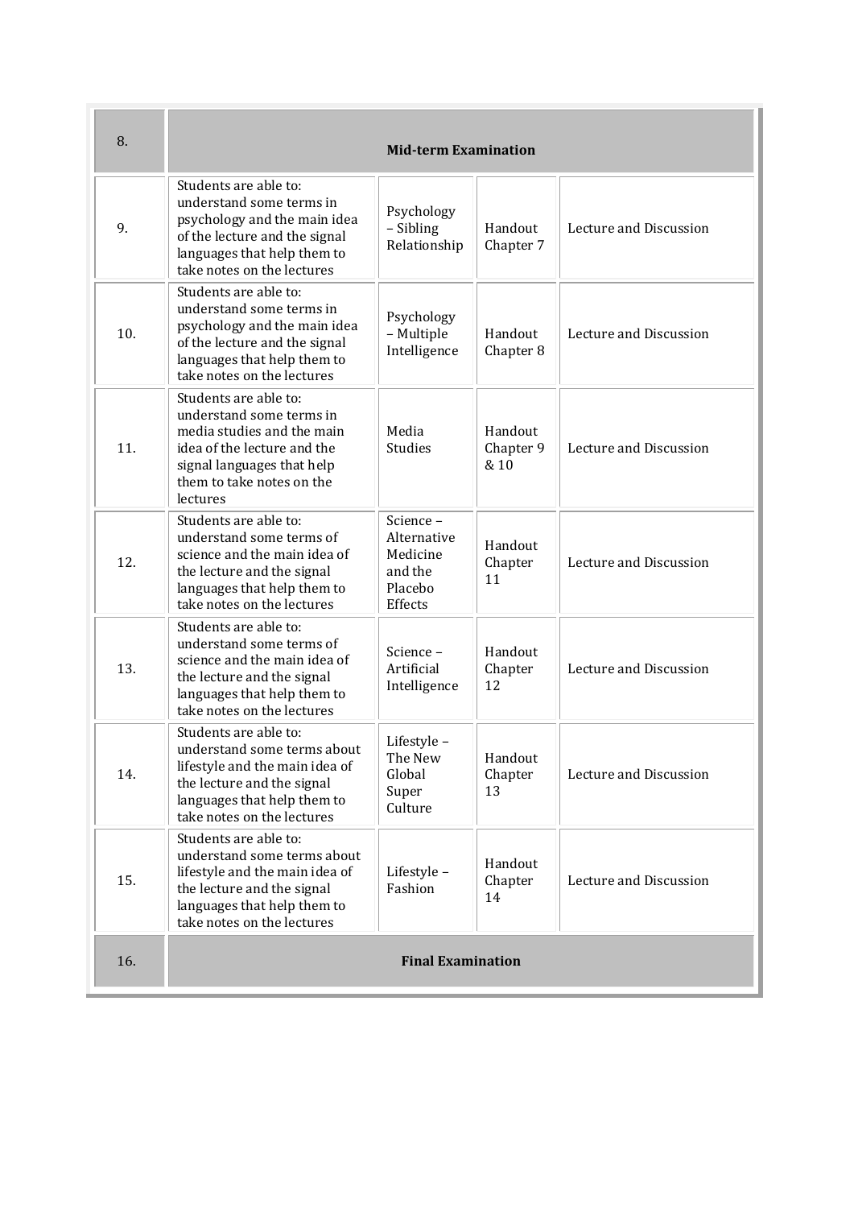| | | | | |
|---|---|---|---|---|
| 8. | **Mid-term Examination** | | | |
| 9. | Students are able to: understand some terms in psychology and the main idea of the lecture and the signal languages that help them to take notes on the lectures | Psychology – Sibling Relationship | Handout Chapter 7 | Lecture and Discussion |
| 10. | Students are able to: understand some terms in psychology and the main idea of the lecture and the signal languages that help them to take notes on the lectures | Psychology – Multiple Intelligence | Handout Chapter 8 | Lecture and Discussion |
| 11. | Students are able to: understand some terms in media studies and the main idea of the lecture and the signal languages that help them to take notes on the lectures | Media Studies | Handout Chapter 9 & 10 | Lecture and Discussion |
| 12. | Students are able to: understand some terms of science and the main idea of the lecture and the signal languages that help them to take notes on the lectures | Science – Alternative Medicine and the Placebo Effects | Handout Chapter 11 | Lecture and Discussion |
| 13. | Students are able to: understand some terms of science and the main idea of the lecture and the signal languages that help them to take notes on the lectures | Science – Artificial Intelligence | Handout Chapter 12 | Lecture and Discussion |
| 14. | Students are able to: understand some terms about lifestyle and the main idea of the lecture and the signal languages that help them to take notes on the lectures | Lifestyle – The New Global Super Culture | Handout Chapter 13 | Lecture and Discussion |
| 15. | Students are able to: understand some terms about lifestyle and the main idea of the lecture and the signal languages that help them to take notes on the lectures | Lifestyle – Fashion | Handout Chapter 14 | Lecture and Discussion |
| 16. | **Final Examination** | | | |